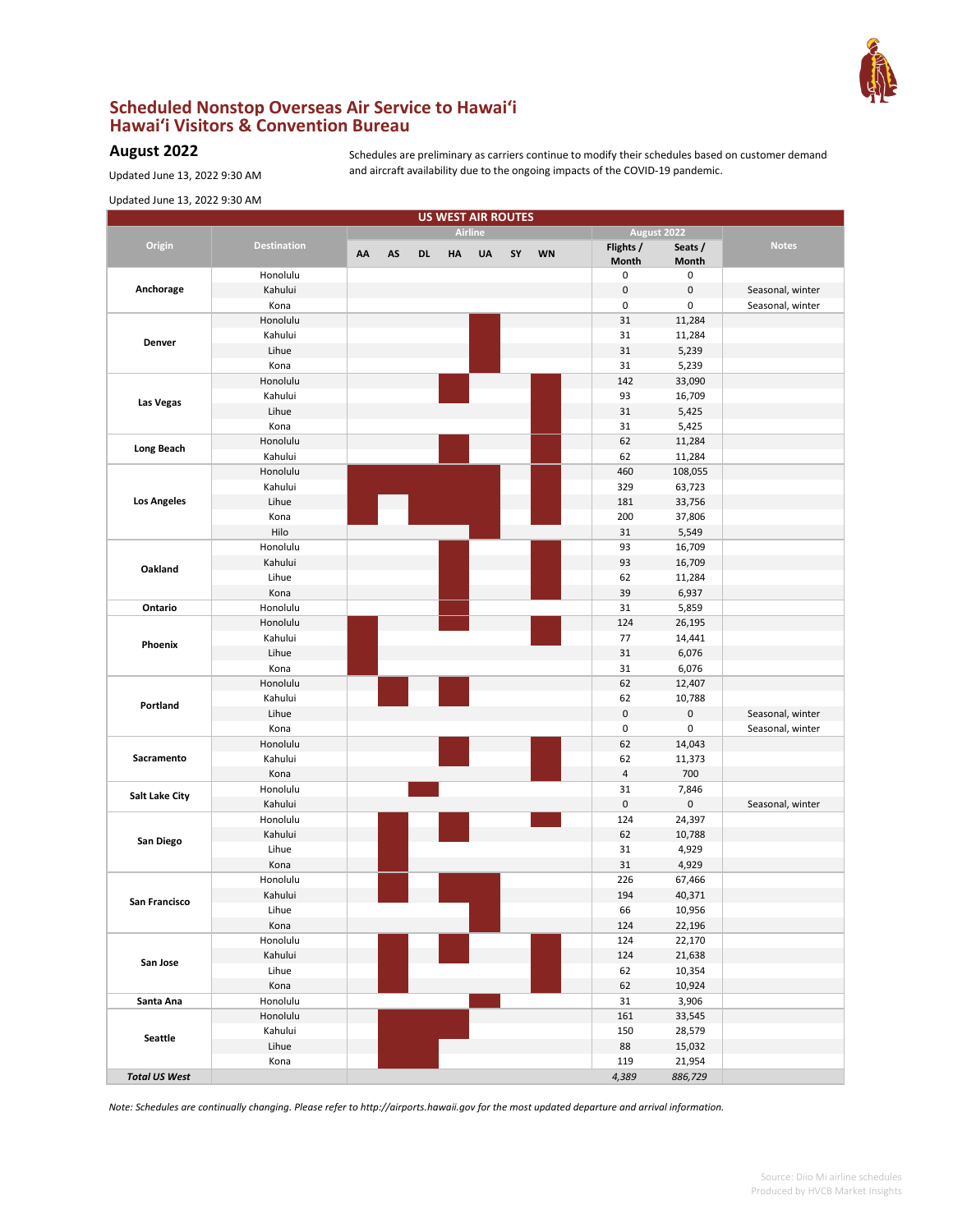# Scheduled Nonstop Overseas Air Service to Hawaiʻi
## Hawaiʻi Visitors & Convention Bureau

### August 2022

Updated June 13, 2022 9:30 AM

Schedules are preliminary as carriers continue to modify their schedules based on customer demand and aircraft availability due to the ongoing impacts of the COVID-19 pandemic.

Updated June 13, 2022 9:30 AM

**US WEST AIR ROUTES**

Shaded airline cells in the original are shown as ■.

| Origin | Destination | Airline: AA | AS | DL | HA | UA | SY | WN | August 2022: Flights / Month | Seats / Month | Notes |
|---|---|---|---|---|---|---|---|---|---|---|---|
| **Anchorage** | Honolulu | | | | | | | | 0 | 0 | |
| | Kahului | | | | | | | | 0 | 0 | Seasonal, winter |
| | Kona | | | | | | | | 0 | 0 | Seasonal, winter |
| **Denver** | Honolulu | | | | | ■ | | | 31 | 11,284 | |
| | Kahului | | | | | ■ | | | 31 | 11,284 | |
| | Lihue | | | | | ■ | | | 31 | 5,239 | |
| | Kona | | | | | ■ | | | 31 | 5,239 | |
| **Las Vegas** | Honolulu | | | | ■ | | | ■ | 142 | 33,090 | |
| | Kahului | | | | ■ | | | ■ | 93 | 16,709 | |
| | Lihue | | | | | | | ■ | 31 | 5,425 | |
| | Kona | | | | | | | ■ | 31 | 5,425 | |
| **Long Beach** | Honolulu | | | | ■ | | | ■ | 62 | 11,284 | |
| | Kahului | | | | ■ | | | ■ | 62 | 11,284 | |
| **Los Angeles** | Honolulu | ■ | ■ | ■ | ■ | ■ | | ■ | 460 | 108,055 | |
| | Kahului | ■ | ■ | ■ | ■ | ■ | | ■ | 329 | 63,723 | |
| | Lihue | ■ | | ■ | ■ | ■ | | ■ | 181 | 33,756 | |
| | Kona | ■ | | ■ | ■ | ■ | | ■ | 200 | 37,806 | |
| | Hilo | | | | | ■ | | | 31 | 5,549 | |
| **Oakland** | Honolulu | | | | ■ | | | ■ | 93 | 16,709 | |
| | Kahului | | | | ■ | | | ■ | 93 | 16,709 | |
| | Lihue | | | | ■ | | | ■ | 62 | 11,284 | |
| | Kona | | | | ■ | | | ■ | 39 | 6,937 | |
| **Ontario** | Honolulu | | | | ■ | | | | 31 | 5,859 | |
| **Phoenix** | Honolulu | ■ | | | ■ | | | ■ | 124 | 26,195 | |
| | Kahului | ■ | | | | | | ■ | 77 | 14,441 | |
| | Lihue | ■ | | | | | | | 31 | 6,076 | |
| | Kona | ■ | | | | | | | 31 | 6,076 | |
| **Portland** | Honolulu | | ■ | | ■ | | | | 62 | 12,407 | |
| | Kahului | | ■ | | ■ | | | | 62 | 10,788 | |
| | Lihue | | | | | | | | 0 | 0 | Seasonal, winter |
| | Kona | | | | | | | | 0 | 0 | Seasonal, winter |
| **Sacramento** | Honolulu | | | | ■ | | | ■ | 62 | 14,043 | |
| | Kahului | | | | ■ | | | ■ | 62 | 11,373 | |
| | Kona | | | | | | | ■ | 4 | 700 | |
| **Salt Lake City** | Honolulu | | | ■ | | | | | 31 | 7,846 | |
| | Kahului | | | | | | | | 0 | 0 | Seasonal, winter |
| **San Diego** | Honolulu | | ■ | | ■ | | | ■ | 124 | 24,397 | |
| | Kahului | | ■ | | ■ | | | | 62 | 10,788 | |
| | Lihue | | ■ | | | | | | 31 | 4,929 | |
| | Kona | | ■ | | | | | | 31 | 4,929 | |
| **San Francisco** | Honolulu | | ■ | | ■ | ■ | | | 226 | 67,466 | |
| | Kahului | | ■ | | ■ | ■ | | | 194 | 40,371 | |
| | Lihue | | | | | ■ | | | 66 | 10,956 | |
| | Kona | | | | | ■ | | | 124 | 22,196 | |
| **San Jose** | Honolulu | | ■ | | ■ | | | ■ | 124 | 22,170 | |
| | Kahului | | ■ | | ■ | | | ■ | 124 | 21,638 | |
| | Lihue | | ■ | | | | | ■ | 62 | 10,354 | |
| | Kona | | ■ | | | | | ■ | 62 | 10,924 | |
| **Santa Ana** | Honolulu | | | | | ■ | | | 31 | 3,906 | |
| **Seattle** | Honolulu | | ■ | ■ | ■ | | | | 161 | 33,545 | |
| | Kahului | | ■ | ■ | ■ | | | | 150 | 28,579 | |
| | Lihue | | ■ | ■ | | | | | 88 | 15,032 | |
| | Kona | | ■ | ■ | | | | | 119 | 21,954 | |
| ***Total US West*** | | | | | | | | | *4,389* | *886,729* | |

*Note: Schedules are continually changing. Please refer to http://airports.hawaii.gov for the most updated departure and arrival information.*

Source: Diio Mi airline schedules
Produced by HVCB Market Insights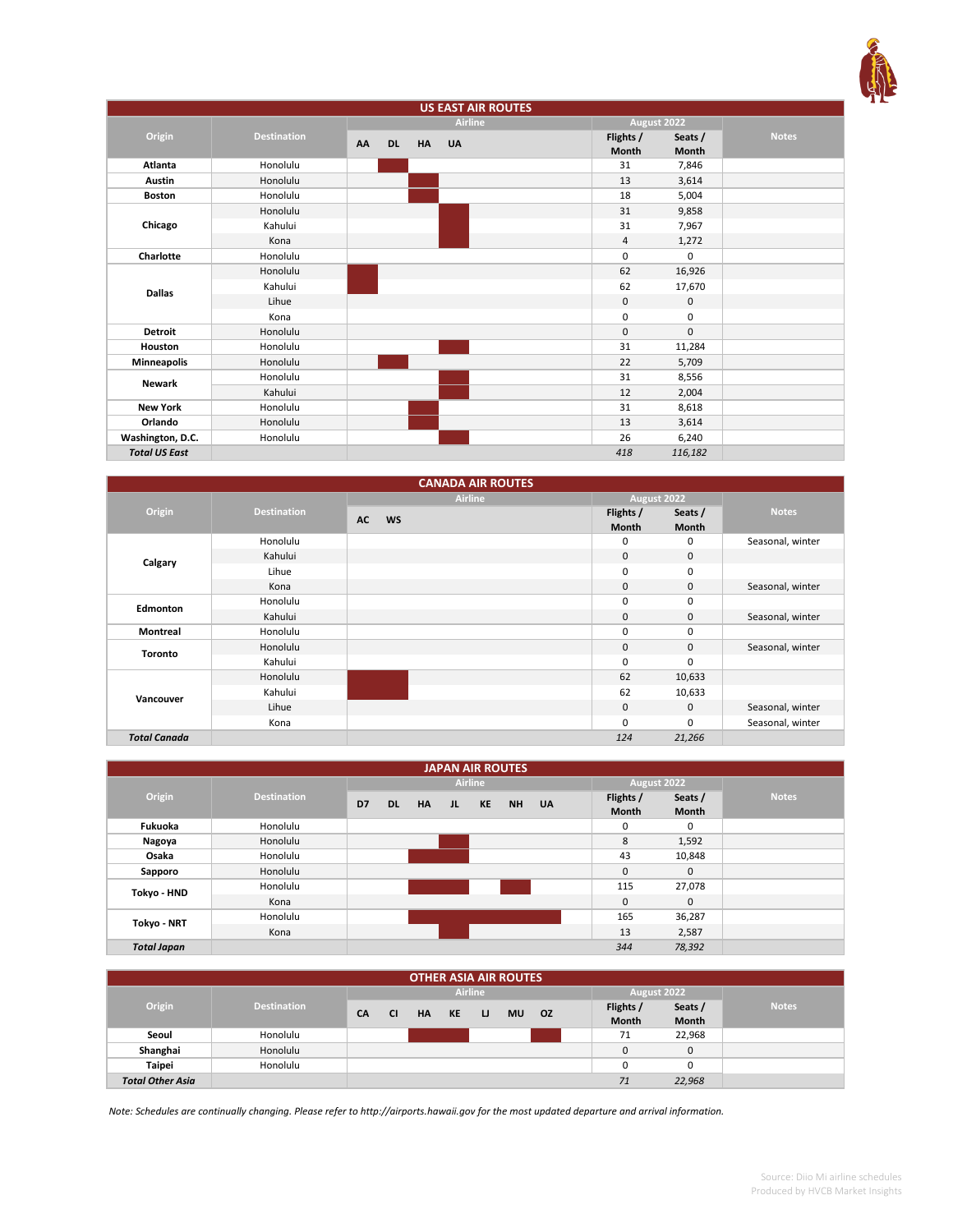## US EAST AIR ROUTES

| Origin | Destination | AA | DL | HA | UA | Flights / Month (August 2022) | Seats / Month (August 2022) | Notes |
|---|---|---|---|---|---|---|---|---|
| **Atlanta** | Honolulu | | X | | | 31 | 7,846 | |
| **Austin** | Honolulu | | | X | | 13 | 3,614 | |
| **Boston** | Honolulu | | | X | | 18 | 5,004 | |
| **Chicago** | Honolulu | | | | X | 31 | 9,858 | |
| | Kahului | | | | X | 31 | 7,967 | |
| | Kona | | | | X | 4 | 1,272 | |
| **Charlotte** | Honolulu | | | | | 0 | 0 | |
| **Dallas** | Honolulu | X | | | | 62 | 16,926 | |
| | Kahului | X | | | | 62 | 17,670 | |
| | Lihue | | | | | 0 | 0 | |
| | Kona | | | | | 0 | 0 | |
| **Detroit** | Honolulu | | | | | 0 | 0 | |
| **Houston** | Honolulu | | | | X | 31 | 11,284 | |
| **Minneapolis** | Honolulu | | X | | | 22 | 5,709 | |
| **Newark** | Honolulu | | | | X | 31 | 8,556 | |
| | Kahului | | | | X | 12 | 2,004 | |
| **New York** | Honolulu | | | X | | 31 | 8,618 | |
| **Orlando** | Honolulu | | | X | | 13 | 3,614 | |
| **Washington, D.C.** | Honolulu | | | | X | 26 | 6,240 | |
| ***Total US East*** | | | | | | *418* | *116,182* | |

## CANADA AIR ROUTES

| Origin | Destination | AC | WS | Flights / Month (August 2022) | Seats / Month (August 2022) | Notes |
|---|---|---|---|---|---|---|
| **Calgary** | Honolulu | | | 0 | 0 | Seasonal, winter |
| | Kahului | | | 0 | 0 | |
| | Lihue | | | 0 | 0 | |
| | Kona | | | 0 | 0 | Seasonal, winter |
| **Edmonton** | Honolulu | | | 0 | 0 | |
| | Kahului | | | 0 | 0 | Seasonal, winter |
| **Montreal** | Honolulu | | | 0 | 0 | |
| **Toronto** | Honolulu | | | 0 | 0 | Seasonal, winter |
| | Kahului | | | 0 | 0 | |
| **Vancouver** | Honolulu | X | X | 62 | 10,633 | |
| | Kahului | X | X | 62 | 10,633 | |
| | Lihue | | | 0 | 0 | Seasonal, winter |
| | Kona | | | 0 | 0 | Seasonal, winter |
| ***Total Canada*** | | | | *124* | *21,266* | |

## JAPAN AIR ROUTES

| Origin | Destination | D7 | DL | HA | JL | KE | NH | UA | Flights / Month (August 2022) | Seats / Month (August 2022) | Notes |
|---|---|---|---|---|---|---|---|---|---|---|---|
| **Fukuoka** | Honolulu | | | | | | | | 0 | 0 | |
| **Nagoya** | Honolulu | | | | X | | | | 8 | 1,592 | |
| **Osaka** | Honolulu | | | X | X | | | | 43 | 10,848 | |
| **Sapporo** | Honolulu | | | | | | | | 0 | 0 | |
| **Tokyo - HND** | Honolulu | | | X | X | | X | | 115 | 27,078 | |
| | Kona | | | | | | | | 0 | 0 | |
| **Tokyo - NRT** | Honolulu | | | X | X | X | X | X | 165 | 36,287 | |
| | Kona | | | | X | | | | 13 | 2,587 | |
| ***Total Japan*** | | | | | | | | | *344* | *78,392* | |

## OTHER ASIA AIR ROUTES

| Origin | Destination | CA | CI | HA | KE | LJ | MU | OZ | Flights / Month (August 2022) | Seats / Month (August 2022) | Notes |
|---|---|---|---|---|---|---|---|---|---|---|---|
| **Seoul** | Honolulu | | | X | X | | | X | 71 | 22,968 | |
| **Shanghai** | Honolulu | | | | | | | | 0 | 0 | |
| **Taipei** | Honolulu | | | | | | | | 0 | 0 | |
| ***Total Other Asia*** | | | | | | | | | *71* | *22,968* | |

*Note: Schedules are continually changing. Please refer to http://airports.hawaii.gov for the most updated departure and arrival information.*

Source: Diio Mi airline schedules
Produced by HVCB Market Insights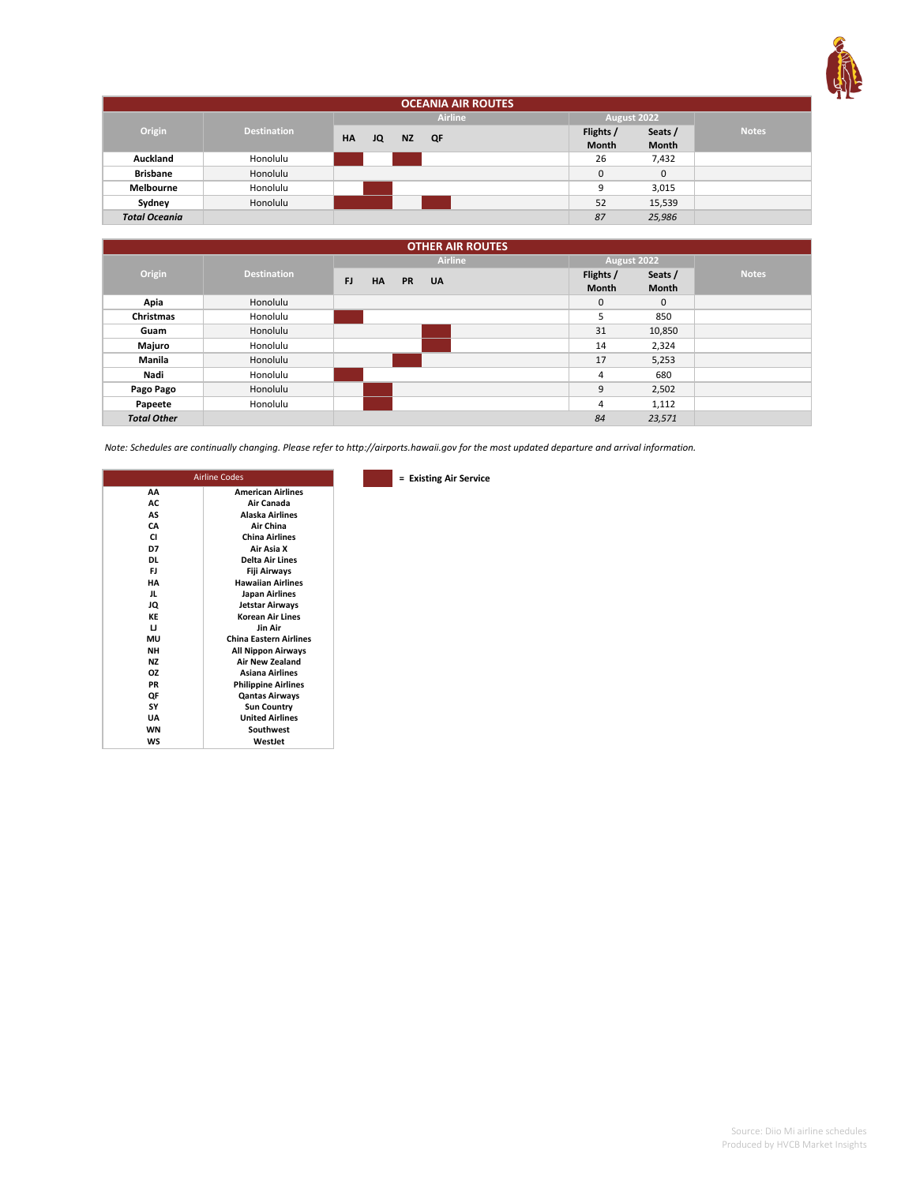## OCEANIA AIR ROUTES

| Origin | Destination | Airline | | | | August 2022 | | Notes |
|---|---|---|---|---|---|---|---|---|
| | | HA | JQ | NZ | QF | Flights / Month | Seats / Month | |
| Auckland | Honolulu | ■ | | ■ | | 26 | 7,432 | |
| Brisbane | Honolulu | | | | | 0 | 0 | |
| Melbourne | Honolulu | | ■ | | | 9 | 3,015 | |
| Sydney | Honolulu | ■ | ■ | | ■ | 52 | 15,539 | |
| ***Total Oceania*** | | | | | | *87* | *25,986* | |

## OTHER AIR ROUTES

| Origin | Destination | Airline | | | | August 2022 | | Notes |
|---|---|---|---|---|---|---|---|---|
| | | FJ | HA | PR | UA | Flights / Month | Seats / Month | |
| Apia | Honolulu | | | | | 0 | 0 | |
| Christmas | Honolulu | ■ | | | | 5 | 850 | |
| Guam | Honolulu | | | | ■ | 31 | 10,850 | |
| Majuro | Honolulu | | | | ■ | 14 | 2,324 | |
| Manila | Honolulu | | | ■ | | 17 | 5,253 | |
| Nadi | Honolulu | ■ | | | | 4 | 680 | |
| Pago Pago | Honolulu | | ■ | | | 9 | 2,502 | |
| Papeete | Honolulu | | ■ | | | 4 | 1,112 | |
| ***Total Other*** | | | | | | *84* | *23,571* | |

*Note: Schedules are continually changing. Please refer to http://airports.hawaii.gov for the most updated departure and arrival information.*

| Airline Codes | |
|---|---|
| AA | American Airlines |
| AC | Air Canada |
| AS | Alaska Airlines |
| CA | Air China |
| CI | China Airlines |
| D7 | Air Asia X |
| DL | Delta Air Lines |
| FJ | Fiji Airways |
| HA | Hawaiian Airlines |
| JL | Japan Airlines |
| JQ | Jetstar Airways |
| KE | Korean Air Lines |
| LJ | Jin Air |
| MU | China Eastern Airlines |
| NH | All Nippon Airways |
| NZ | Air New Zealand |
| OZ | Asiana Airlines |
| PR | Philippine Airlines |
| QF | Qantas Airways |
| SY | Sun Country |
| UA | United Airlines |
| WN | Southwest |
| WS | WestJet |

■ = **Existing Air Service**

Source: Diio Mi airline schedules
Produced by HVCB Market Insights